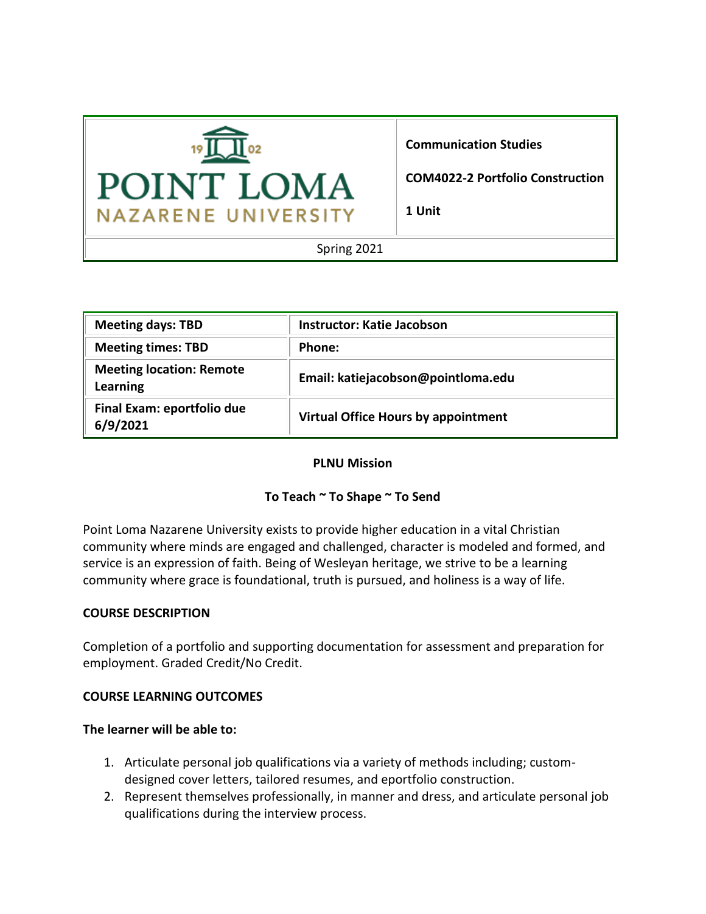| POINT LOMA NAZARENE UNIVERSITY | **Communication Studies**<br><br>**COM4022-2 Portfolio Construction**<br><br>**1 Unit** |
|---|---|
| Spring 2021 | |

| **Meeting days: TBD** | **Instructor: Katie Jacobson** |
|---|---|
| **Meeting times: TBD** | **Phone:** |
| **Meeting location: Remote Learning** | **Email: katiejacobson@pointloma.edu** |
| **Final Exam: eportfolio due 6/9/2021** | **Virtual Office Hours by appointment** |

**PLNU Mission**

**To Teach ~ To Shape ~ To Send**

Point Loma Nazarene University exists to provide higher education in a vital Christian community where minds are engaged and challenged, character is modeled and formed, and service is an expression of faith. Being of Wesleyan heritage, we strive to be a learning community where grace is foundational, truth is pursued, and holiness is a way of life.

## COURSE DESCRIPTION

Completion of a portfolio and supporting documentation for assessment and preparation for employment. Graded Credit/No Credit.

## COURSE LEARNING OUTCOMES

**The learner will be able to:**

1. Articulate personal job qualifications via a variety of methods including; custom-designed cover letters, tailored resumes, and eportfolio construction.
2. Represent themselves professionally, in manner and dress, and articulate personal job qualifications during the interview process.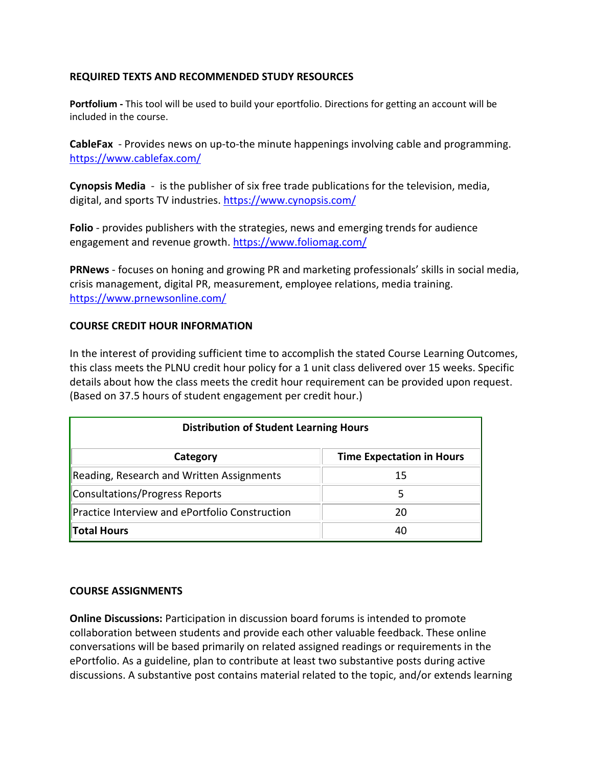## REQUIRED TEXTS AND RECOMMENDED STUDY RESOURCES

**Portfolium -** This tool will be used to build your eportfolio. Directions for getting an account will be included in the course.

**CableFax** - Provides news on up-to-the minute happenings involving cable and programming. https://www.cablefax.com/

**Cynopsis Media** - is the publisher of six free trade publications for the television, media, digital, and sports TV industries. https://www.cynopsis.com/

**Folio** - provides publishers with the strategies, news and emerging trends for audience engagement and revenue growth. https://www.foliomag.com/

**PRNews** - focuses on honing and growing PR and marketing professionals' skills in social media, crisis management, digital PR, measurement, employee relations, media training. https://www.prnewsonline.com/

## COURSE CREDIT HOUR INFORMATION

In the interest of providing sufficient time to accomplish the stated Course Learning Outcomes, this class meets the PLNU credit hour policy for a 1 unit class delivered over 15 weeks. Specific details about how the class meets the credit hour requirement can be provided upon request. (Based on 37.5 hours of student engagement per credit hour.)

**Distribution of Student Learning Hours**

| Category | Time Expectation in Hours |
|---|---|
| Reading, Research and Written Assignments | 15 |
| Consultations/Progress Reports | 5 |
| Practice Interview and ePortfolio Construction | 20 |
| **Total Hours** | 40 |

## COURSE ASSIGNMENTS

**Online Discussions:** Participation in discussion board forums is intended to promote collaboration between students and provide each other valuable feedback. These online conversations will be based primarily on related assigned readings or requirements in the ePortfolio. As a guideline, plan to contribute at least two substantive posts during active discussions. A substantive post contains material related to the topic, and/or extends learning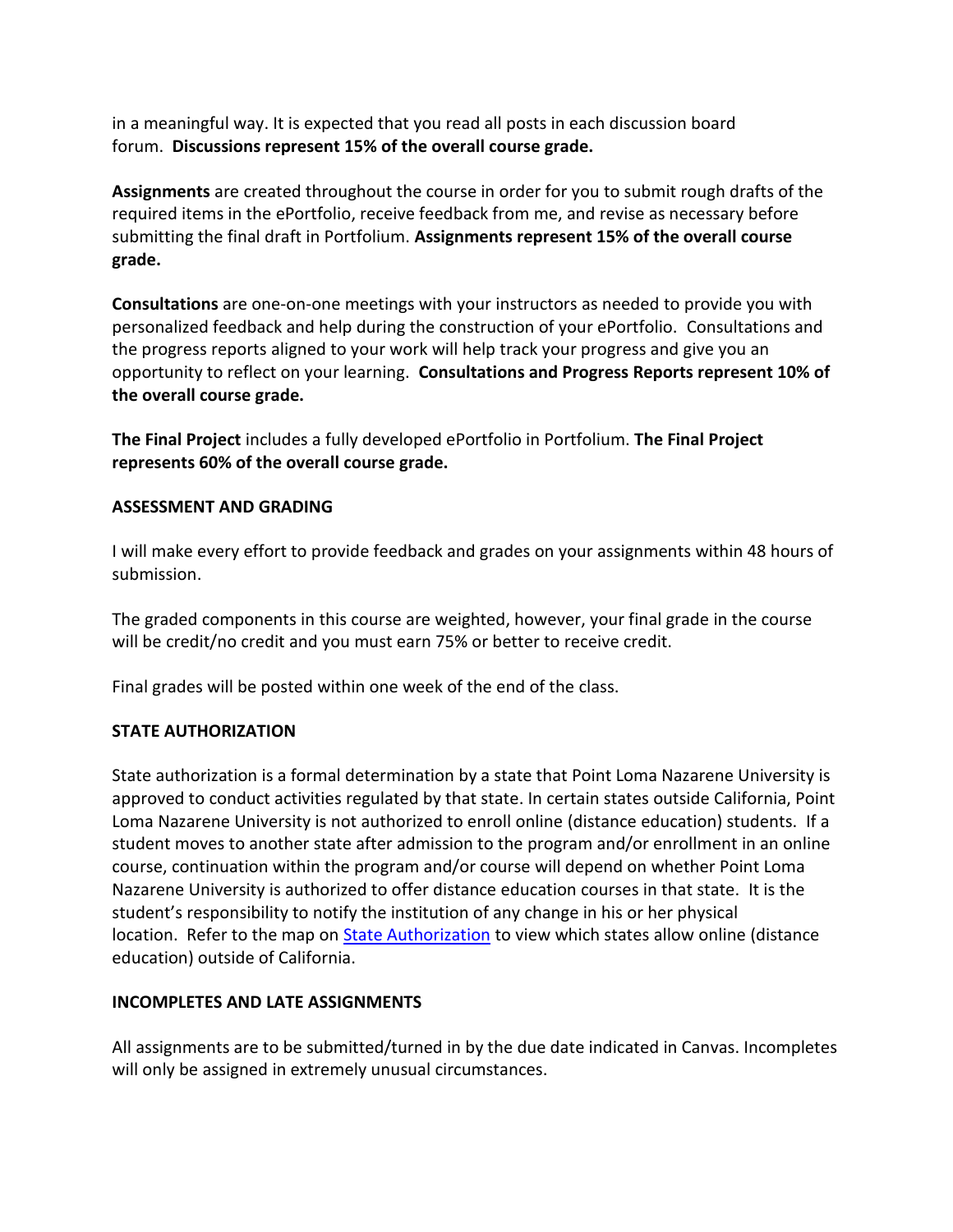in a meaningful way. It is expected that you read all posts in each discussion board forum. **Discussions represent 15% of the overall course grade.**

**Assignments** are created throughout the course in order for you to submit rough drafts of the required items in the ePortfolio, receive feedback from me, and revise as necessary before submitting the final draft in Portfolium. **Assignments represent 15% of the overall course grade.**

**Consultations** are one-on-one meetings with your instructors as needed to provide you with personalized feedback and help during the construction of your ePortfolio. Consultations and the progress reports aligned to your work will help track your progress and give you an opportunity to reflect on your learning. **Consultations and Progress Reports represent 10% of the overall course grade.**

**The Final Project** includes a fully developed ePortfolio in Portfolium. **The Final Project represents 60% of the overall course grade.**

**ASSESSMENT AND GRADING**

I will make every effort to provide feedback and grades on your assignments within 48 hours of submission.

The graded components in this course are weighted, however, your final grade in the course will be credit/no credit and you must earn 75% or better to receive credit.

Final grades will be posted within one week of the end of the class.

**STATE AUTHORIZATION**

State authorization is a formal determination by a state that Point Loma Nazarene University is approved to conduct activities regulated by that state. In certain states outside California, Point Loma Nazarene University is not authorized to enroll online (distance education) students. If a student moves to another state after admission to the program and/or enrollment in an online course, continuation within the program and/or course will depend on whether Point Loma Nazarene University is authorized to offer distance education courses in that state. It is the student's responsibility to notify the institution of any change in his or her physical location. Refer to the map on State Authorization to view which states allow online (distance education) outside of California.

**INCOMPLETES AND LATE ASSIGNMENTS**

All assignments are to be submitted/turned in by the due date indicated in Canvas. Incompletes will only be assigned in extremely unusual circumstances.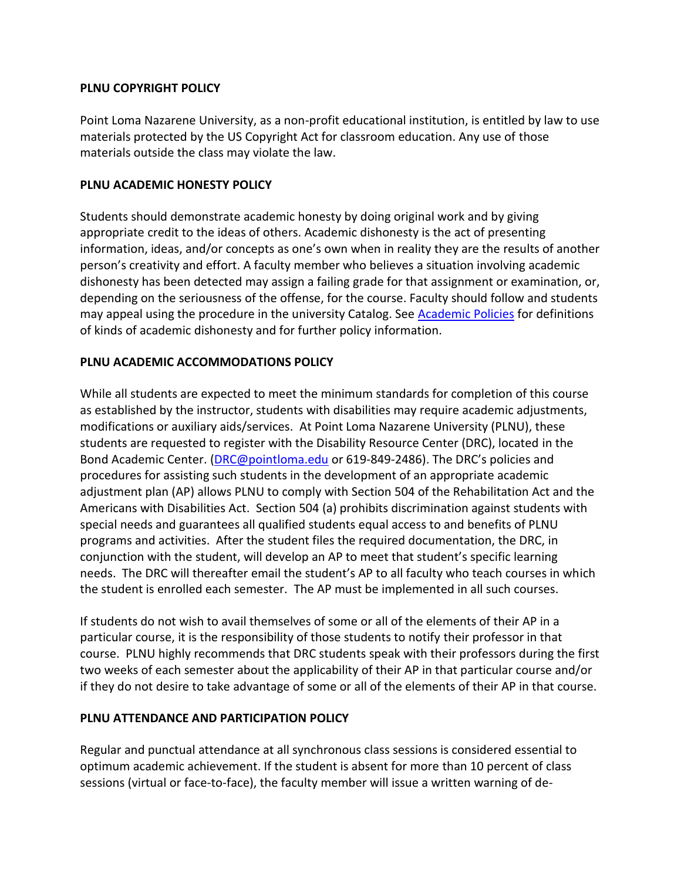**PLNU COPYRIGHT POLICY**

Point Loma Nazarene University, as a non-profit educational institution, is entitled by law to use materials protected by the US Copyright Act for classroom education. Any use of those materials outside the class may violate the law.

**PLNU ACADEMIC HONESTY POLICY**

Students should demonstrate academic honesty by doing original work and by giving appropriate credit to the ideas of others. Academic dishonesty is the act of presenting information, ideas, and/or concepts as one's own when in reality they are the results of another person's creativity and effort. A faculty member who believes a situation involving academic dishonesty has been detected may assign a failing grade for that assignment or examination, or, depending on the seriousness of the offense, for the course. Faculty should follow and students may appeal using the procedure in the university Catalog. See [Academic Policies](Academic Policies) for definitions of kinds of academic dishonesty and for further policy information.

**PLNU ACADEMIC ACCOMMODATIONS POLICY**

While all students are expected to meet the minimum standards for completion of this course as established by the instructor, students with disabilities may require academic adjustments, modifications or auxiliary aids/services. At Point Loma Nazarene University (PLNU), these students are requested to register with the Disability Resource Center (DRC), located in the Bond Academic Center. (DRC@pointloma.edu or 619-849-2486). The DRC's policies and procedures for assisting such students in the development of an appropriate academic adjustment plan (AP) allows PLNU to comply with Section 504 of the Rehabilitation Act and the Americans with Disabilities Act. Section 504 (a) prohibits discrimination against students with special needs and guarantees all qualified students equal access to and benefits of PLNU programs and activities. After the student files the required documentation, the DRC, in conjunction with the student, will develop an AP to meet that student's specific learning needs. The DRC will thereafter email the student's AP to all faculty who teach courses in which the student is enrolled each semester. The AP must be implemented in all such courses.

If students do not wish to avail themselves of some or all of the elements of their AP in a particular course, it is the responsibility of those students to notify their professor in that course. PLNU highly recommends that DRC students speak with their professors during the first two weeks of each semester about the applicability of their AP in that particular course and/or if they do not desire to take advantage of some or all of the elements of their AP in that course.

**PLNU ATTENDANCE AND PARTICIPATION POLICY**

Regular and punctual attendance at all synchronous class sessions is considered essential to optimum academic achievement. If the student is absent for more than 10 percent of class sessions (virtual or face-to-face), the faculty member will issue a written warning of de-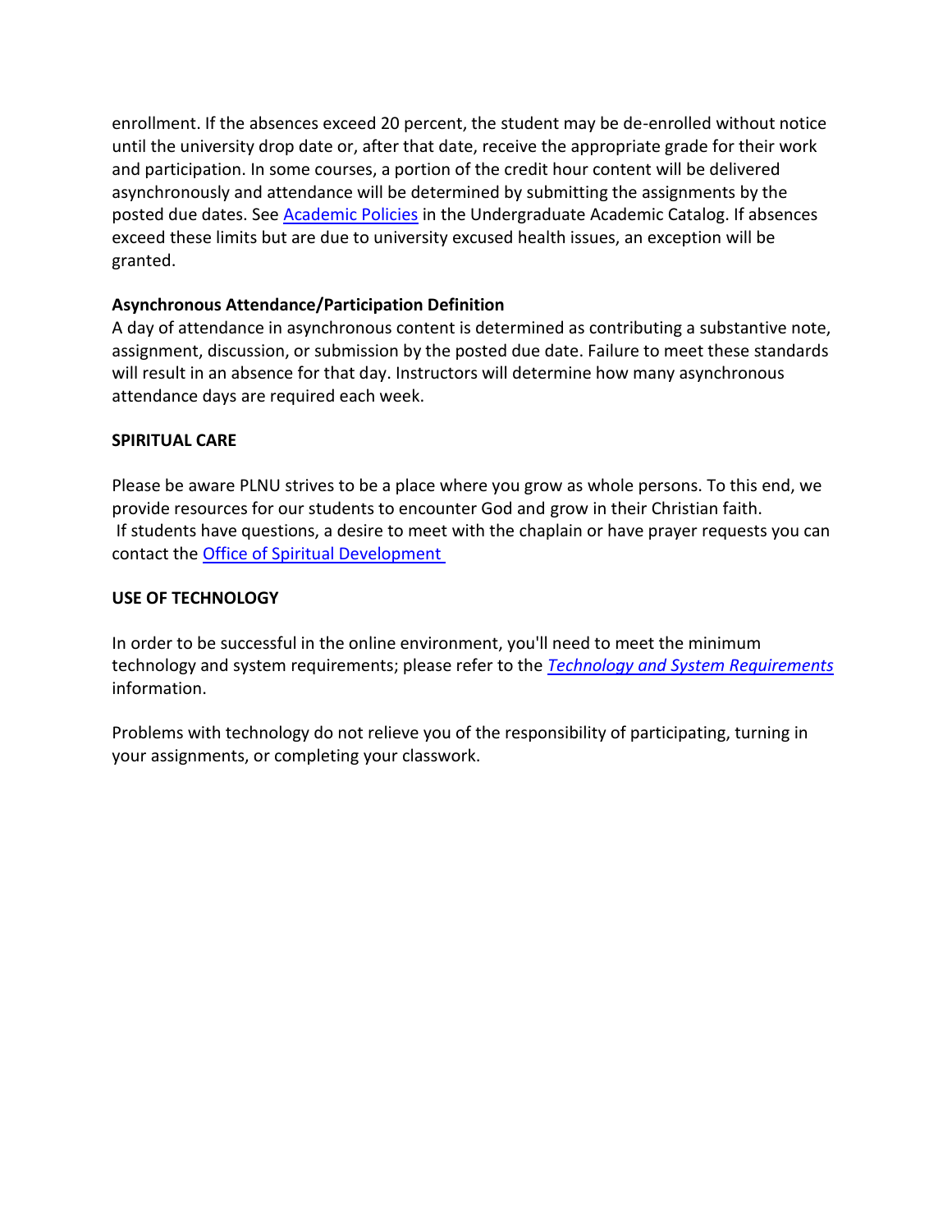enrollment. If the absences exceed 20 percent, the student may be de-enrolled without notice until the university drop date or, after that date, receive the appropriate grade for their work and participation. In some courses, a portion of the credit hour content will be delivered asynchronously and attendance will be determined by submitting the assignments by the posted due dates. See Academic Policies in the Undergraduate Academic Catalog. If absences exceed these limits but are due to university excused health issues, an exception will be granted.

**Asynchronous Attendance/Participation Definition**

A day of attendance in asynchronous content is determined as contributing a substantive note, assignment, discussion, or submission by the posted due date. Failure to meet these standards will result in an absence for that day. Instructors will determine how many asynchronous attendance days are required each week.

**SPIRITUAL CARE**

Please be aware PLNU strives to be a place where you grow as whole persons. To this end, we provide resources for our students to encounter God and grow in their Christian faith. If students have questions, a desire to meet with the chaplain or have prayer requests you can contact the Office of Spiritual Development

**USE OF TECHNOLOGY**

In order to be successful in the online environment, you'll need to meet the minimum technology and system requirements; please refer to the *Technology and System Requirements* information.

Problems with technology do not relieve you of the responsibility of participating, turning in your assignments, or completing your classwork.